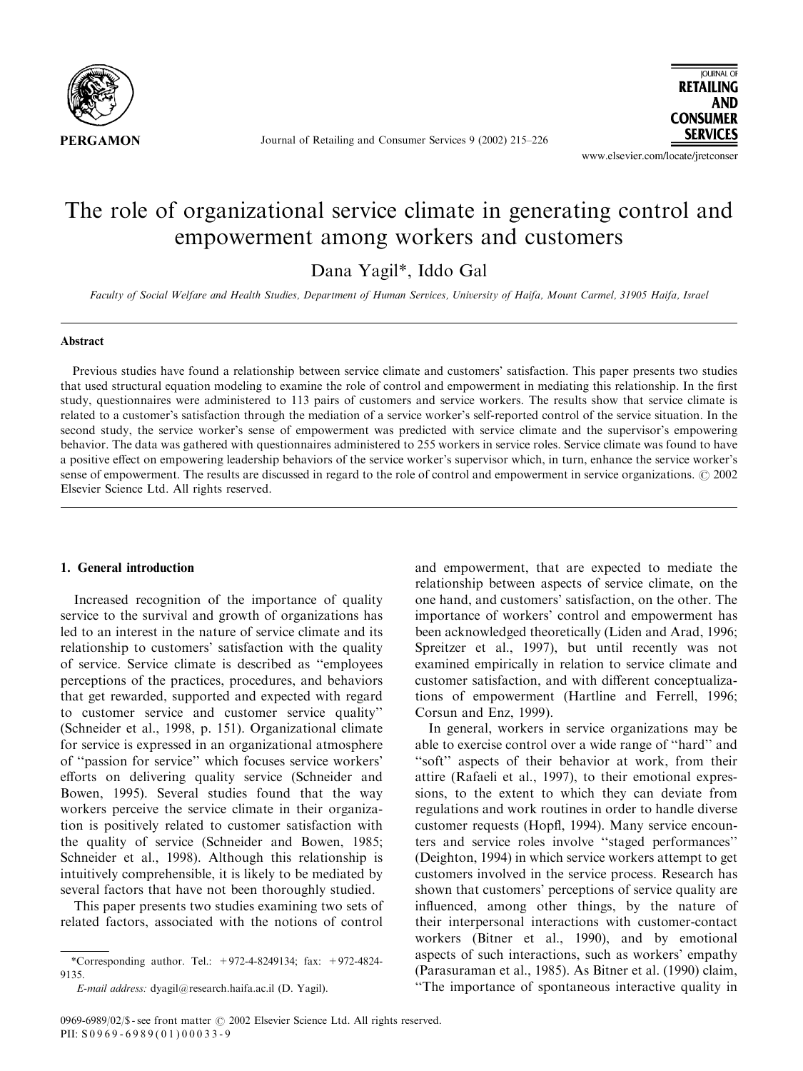# The role of organizational service climate in generating control and empowerment among workers and customers

Dana Yagil*, Iddo Gal

*Faculty of Social Welfare and Health Studies, Department of Human Services, University of Haifa, Mount Carmel, 31905 Haifa, Israel*

## Abstract

Previous studies have found a relationship between service climate and customers' satisfaction. This paper presents two studies that used structural equation modeling to examine the role of control and empowerment in mediating this relationship. In the first study, questionnaires were administered to 113 pairs of customers and service workers. The results show that service climate is related to a customer's satisfaction through the mediation of a service worker's self-reported control of the service situation. In the second study, the service worker's sense of empowerment was predicted with service climate and the supervisor's empowering behavior. The data was gathered with questionnaires administered to 255 workers in service roles. Service climate was found to have a positive effect on empowering leadership behaviors of the service worker's supervisor which, in turn, enhance the service worker's sense of empowerment. The results are discussed in regard to the role of control and empowerment in service organizations. © 2002 Elsevier Science Ltd. All rights reserved.

## 1. General introduction

Increased recognition of the importance of quality service to the survival and growth of organizations has led to an interest in the nature of service climate and its relationship to customers' satisfaction with the quality of service. Service climate is described as "employees perceptions of the practices, procedures, and behaviors that get rewarded, supported and expected with regard to customer service and customer service quality" (Schneider et al., 1998, p. 151). Organizational climate for service is expressed in an organizational atmosphere of "passion for service" which focuses service workers' efforts on delivering quality service (Schneider and Bowen, 1995). Several studies found that the way workers perceive the service climate in their organization is positively related to customer satisfaction with the quality of service (Schneider and Bowen, 1985; Schneider et al., 1998). Although this relationship is intuitively comprehensible, it is likely to be mediated by several factors that have not been thoroughly studied.

This paper presents two studies examining two sets of related factors, associated with the notions of control and empowerment, that are expected to mediate the relationship between aspects of service climate, on the one hand, and customers' satisfaction, on the other. The importance of workers' control and empowerment has been acknowledged theoretically (Liden and Arad, 1996; Spreitzer et al., 1997), but until recently was not examined empirically in relation to service climate and customer satisfaction, and with different conceptualizations of empowerment (Hartline and Ferrell, 1996; Corsun and Enz, 1999).

In general, workers in service organizations may be able to exercise control over a wide range of "hard" and "soft" aspects of their behavior at work, from their attire (Rafaeli et al., 1997), to their emotional expressions, to the extent to which they can deviate from regulations and work routines in order to handle diverse customer requests (Hopfl, 1994). Many service encounters and service roles involve "staged performances" (Deighton, 1994) in which service workers attempt to get customers involved in the service process. Research has shown that customers' perceptions of service quality are influenced, among other things, by the nature of their interpersonal interactions with customer-contact workers (Bitner et al., 1990), and by emotional aspects of such interactions, such as workers' empathy (Parasuraman et al., 1985). As Bitner et al. (1990) claim, "The importance of spontaneous interactive quality in

*Corresponding author. Tel.: +972-4-8249134; fax: +972-4824-9135.
*E-mail address:* dyagil@research.haifa.ac.il (D. Yagil).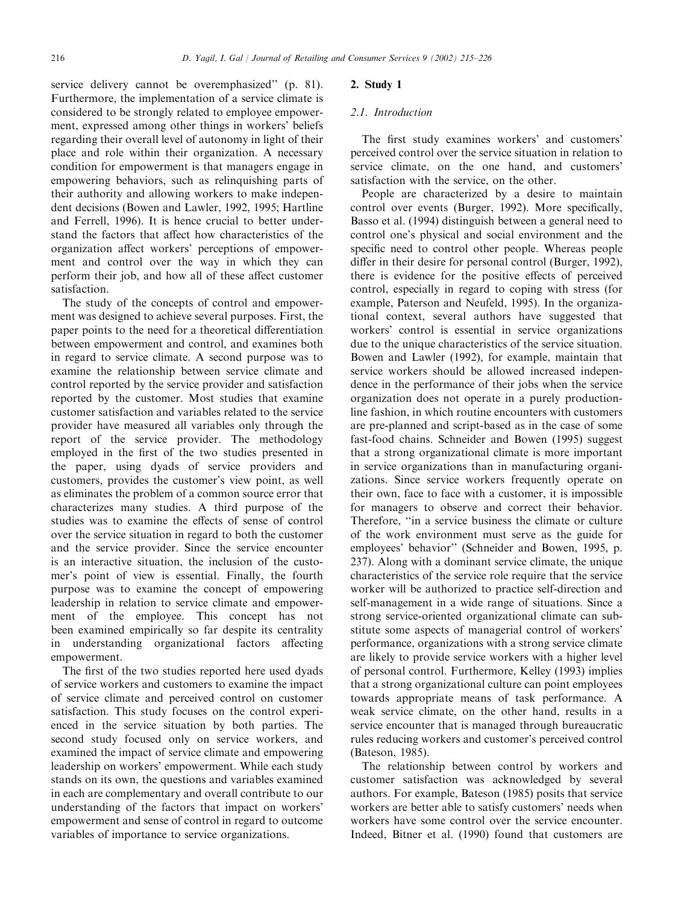service delivery cannot be overemphasized'' (p. 81). Furthermore, the implementation of a service climate is considered to be strongly related to employee empowerment, expressed among other things in workers' beliefs regarding their overall level of autonomy in light of their place and role within their organization. A necessary condition for empowerment is that managers engage in empowering behaviors, such as relinquishing parts of their authority and allowing workers to make independent decisions (Bowen and Lawler, 1992, 1995; Hartline and Ferrell, 1996). It is hence crucial to better understand the factors that affect how characteristics of the organization affect workers' perceptions of empowerment and control over the way in which they can perform their job, and how all of these affect customer satisfaction.

The study of the concepts of control and empowerment was designed to achieve several purposes. First, the paper points to the need for a theoretical differentiation between empowerment and control, and examines both in regard to service climate. A second purpose was to examine the relationship between service climate and control reported by the service provider and satisfaction reported by the customer. Most studies that examine customer satisfaction and variables related to the service provider have measured all variables only through the report of the service provider. The methodology employed in the first of the two studies presented in the paper, using dyads of service providers and customers, provides the customer's view point, as well as eliminates the problem of a common source error that characterizes many studies. A third purpose of the studies was to examine the effects of sense of control over the service situation in regard to both the customer and the service provider. Since the service encounter is an interactive situation, the inclusion of the customer's point of view is essential. Finally, the fourth purpose was to examine the concept of empowering leadership in relation to service climate and empowerment of the employee. This concept has not been examined empirically so far despite its centrality in understanding organizational factors affecting empowerment.

The first of the two studies reported here used dyads of service workers and customers to examine the impact of service climate and perceived control on customer satisfaction. This study focuses on the control experienced in the service situation by both parties. The second study focused only on service workers, and examined the impact of service climate and empowering leadership on workers' empowerment. While each study stands on its own, the questions and variables examined in each are complementary and overall contribute to our understanding of the factors that impact on workers' empowerment and sense of control in regard to outcome variables of importance to service organizations.

## 2. Study 1

### 2.1. Introduction

The first study examines workers' and customers' perceived control over the service situation in relation to service climate, on the one hand, and customers' satisfaction with the service, on the other.

People are characterized by a desire to maintain control over events (Burger, 1992). More specifically, Basso et al. (1994) distinguish between a general need to control one's physical and social environment and the specific need to control other people. Whereas people differ in their desire for personal control (Burger, 1992), there is evidence for the positive effects of perceived control, especially in regard to coping with stress (for example, Paterson and Neufeld, 1995). In the organizational context, several authors have suggested that workers' control is essential in service organizations due to the unique characteristics of the service situation. Bowen and Lawler (1992), for example, maintain that service workers should be allowed increased independence in the performance of their jobs when the service organization does not operate in a purely production-line fashion, in which routine encounters with customers are pre-planned and script-based as in the case of some fast-food chains. Schneider and Bowen (1995) suggest that a strong organizational climate is more important in service organizations than in manufacturing organizations. Since service workers frequently operate on their own, face to face with a customer, it is impossible for managers to observe and correct their behavior. Therefore, ''in a service business the climate or culture of the work environment must serve as the guide for employees' behavior'' (Schneider and Bowen, 1995, p. 237). Along with a dominant service climate, the unique characteristics of the service role require that the service worker will be authorized to practice self-direction and self-management in a wide range of situations. Since a strong service-oriented organizational climate can substitute some aspects of managerial control of workers' performance, organizations with a strong service climate are likely to provide service workers with a higher level of personal control. Furthermore, Kelley (1993) implies that a strong organizational culture can point employees towards appropriate means of task performance. A weak service climate, on the other hand, results in a service encounter that is managed through bureaucratic rules reducing workers and customer's perceived control (Bateson, 1985).

The relationship between control by workers and customer satisfaction was acknowledged by several authors. For example, Bateson (1985) posits that service workers are better able to satisfy customers' needs when workers have some control over the service encounter. Indeed, Bitner et al. (1990) found that customers are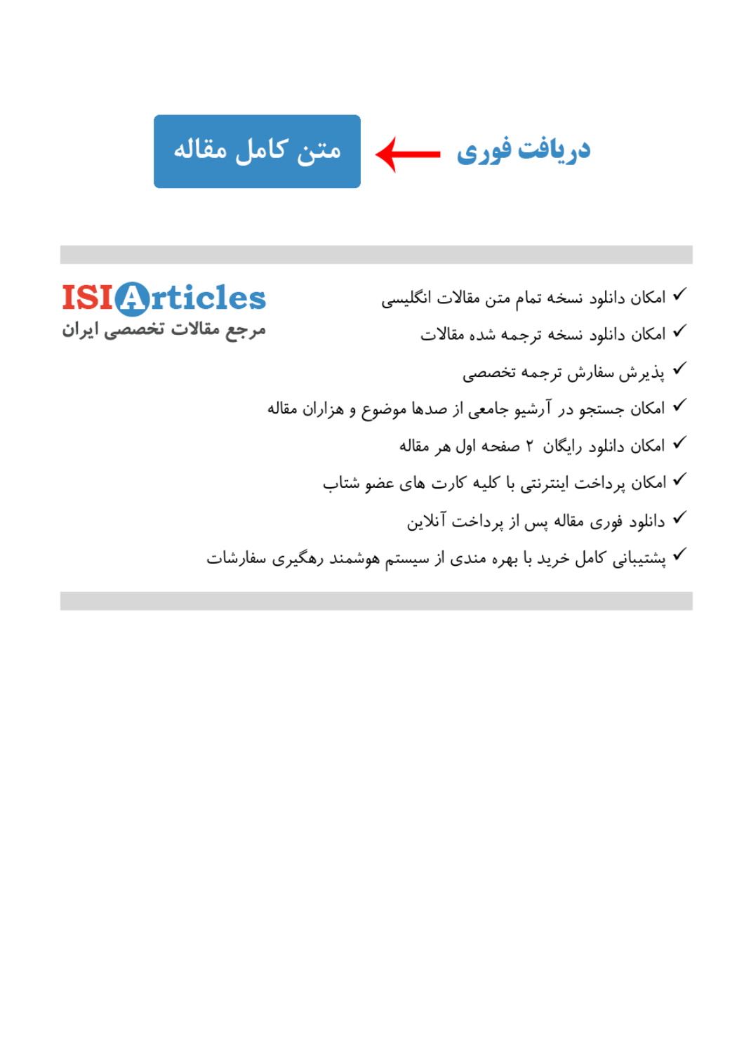دریافت فوری ← **متن کامل مقاله**

**ISIArticles**
مرجع مقالات تخصصی ایران

- ✓ امکان دانلود نسخه تمام متن مقالات انگلیسی
- ✓ امکان دانلود نسخه ترجمه شده مقالات
- ✓ پذیرش سفارش ترجمه تخصصی
- ✓ امکان جستجو در آرشیو جامعی از صدها موضوع و هزاران مقاله
- ✓ امکان دانلود رایگان ۲ صفحه اول هر مقاله
- ✓ امکان پرداخت اینترنتی با کلیه کارت های عضو شتاب
- ✓ دانلود فوری مقاله پس از پرداخت آنلاین
- ✓ پشتیبانی کامل خرید با بهره مندی از سیستم هوشمند رهگیری سفارشات